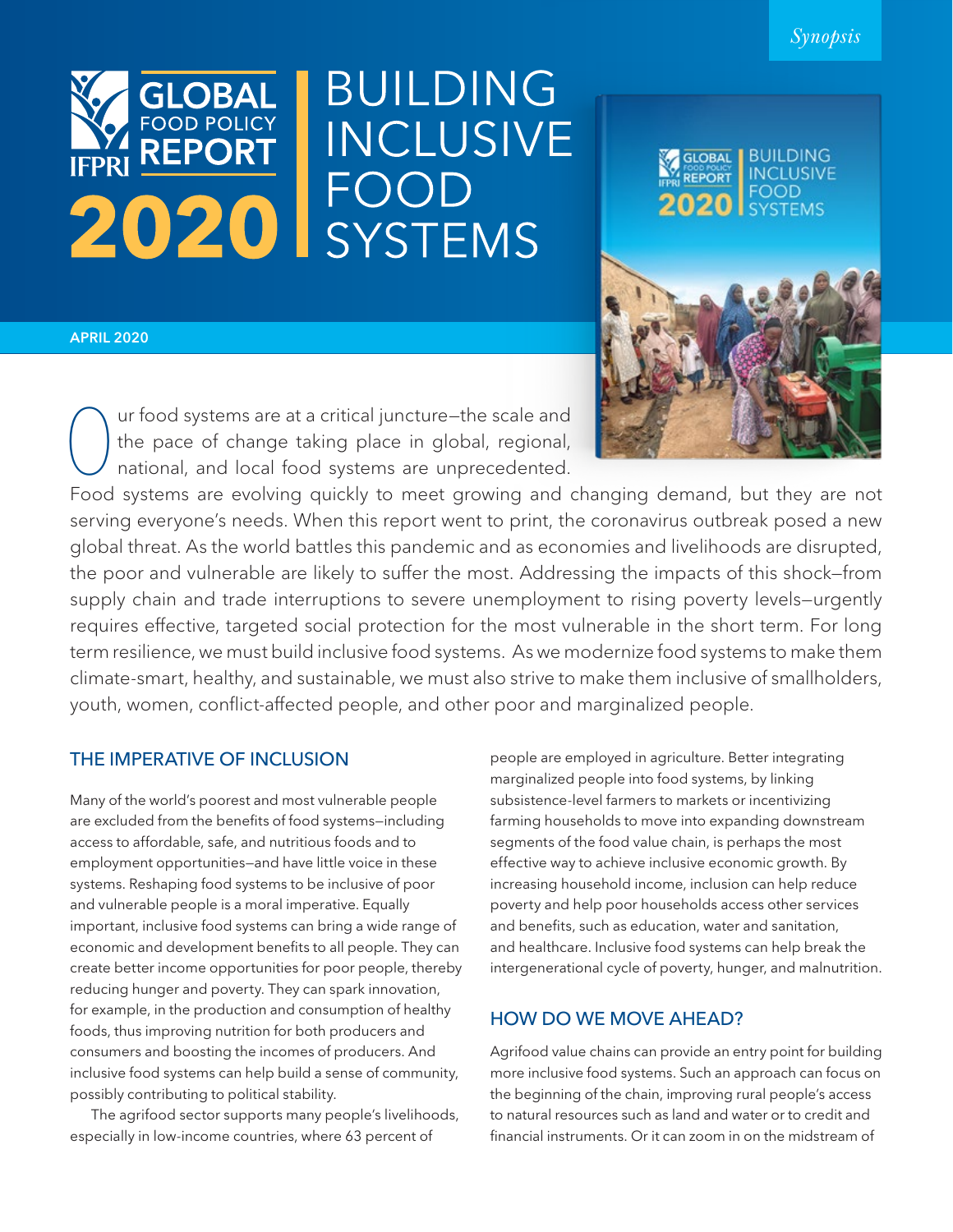*Synopsis*

# GLOBAL FOOD POLICY REPORT 2020 | BUILDING INCLUSIVE FOOD SYSTEMS

IFPRI

**APRIL 2020**

Our food systems are at a critical juncture—the scale and the pace of change taking place in global, regional, national, and local food systems are unprecedented. Food systems are evolving quickly to meet growing and changing demand, but they are not serving everyone's needs. When this report went to print, the coronavirus outbreak posed a new global threat. As the world battles this pandemic and as economies and livelihoods are disrupted, the poor and vulnerable are likely to suffer the most. Addressing the impacts of this shock—from supply chain and trade interruptions to severe unemployment to rising poverty levels—urgently requires effective, targeted social protection for the most vulnerable in the short term. For long term resilience, we must build inclusive food systems. As we modernize food systems to make them climate-smart, healthy, and sustainable, we must also strive to make them inclusive of smallholders, youth, women, conflict-affected people, and other poor and marginalized people.

## THE IMPERATIVE OF INCLUSION

Many of the world's poorest and most vulnerable people are excluded from the benefits of food systems—including access to affordable, safe, and nutritious foods and to employment opportunities—and have little voice in these systems. Reshaping food systems to be inclusive of poor and vulnerable people is a moral imperative. Equally important, inclusive food systems can bring a wide range of economic and development benefits to all people. They can create better income opportunities for poor people, thereby reducing hunger and poverty. They can spark innovation, for example, in the production and consumption of healthy foods, thus improving nutrition for both producers and consumers and boosting the incomes of producers. And inclusive food systems can help build a sense of community, possibly contributing to political stability.

The agrifood sector supports many people's livelihoods, especially in low-income countries, where 63 percent of people are employed in agriculture. Better integrating marginalized people into food systems, by linking subsistence-level farmers to markets or incentivizing farming households to move into expanding downstream segments of the food value chain, is perhaps the most effective way to achieve inclusive economic growth. By increasing household income, inclusion can help reduce poverty and help poor households access other services and benefits, such as education, water and sanitation, and healthcare. Inclusive food systems can help break the intergenerational cycle of poverty, hunger, and malnutrition.

## HOW DO WE MOVE AHEAD?

Agrifood value chains can provide an entry point for building more inclusive food systems. Such an approach can focus on the beginning of the chain, improving rural people's access to natural resources such as land and water or to credit and financial instruments. Or it can zoom in on the midstream of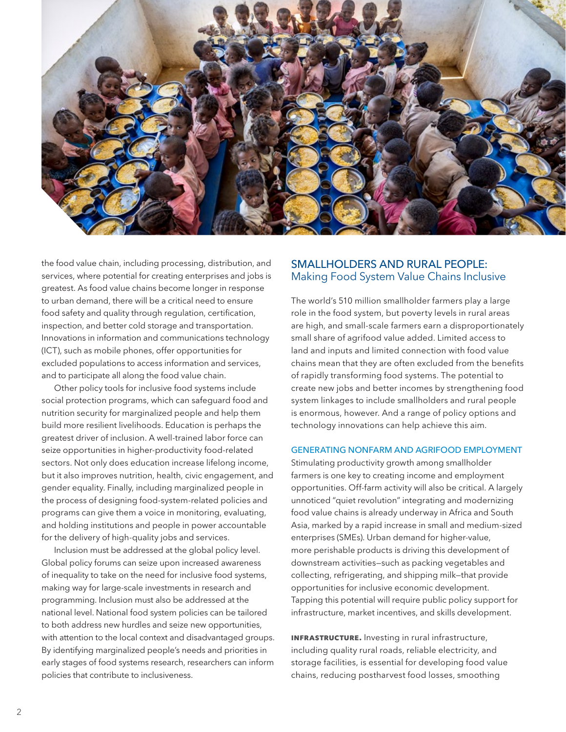the food value chain, including processing, distribution, and services, where potential for creating enterprises and jobs is greatest. As food value chains become longer in response to urban demand, there will be a critical need to ensure food safety and quality through regulation, certification, inspection, and better cold storage and transportation. Innovations in information and communications technology (ICT), such as mobile phones, offer opportunities for excluded populations to access information and services, and to participate all along the food value chain.

Other policy tools for inclusive food systems include social protection programs, which can safeguard food and nutrition security for marginalized people and help them build more resilient livelihoods. Education is perhaps the greatest driver of inclusion. A well-trained labor force can seize opportunities in higher-productivity food-related sectors. Not only does education increase lifelong income, but it also improves nutrition, health, civic engagement, and gender equality. Finally, including marginalized people in the process of designing food-system-related policies and programs can give them a voice in monitoring, evaluating, and holding institutions and people in power accountable for the delivery of high-quality jobs and services.

Inclusion must be addressed at the global policy level. Global policy forums can seize upon increased awareness of inequality to take on the need for inclusive food systems, making way for large-scale investments in research and programming. Inclusion must also be addressed at the national level. National food system policies can be tailored to both address new hurdles and seize new opportunities, with attention to the local context and disadvantaged groups. By identifying marginalized people's needs and priorities in early stages of food systems research, researchers can inform policies that contribute to inclusiveness.

## SMALLHOLDERS AND RURAL PEOPLE: Making Food System Value Chains Inclusive

The world's 510 million smallholder farmers play a large role in the food system, but poverty levels in rural areas are high, and small-scale farmers earn a disproportionately small share of agrifood value added. Limited access to land and inputs and limited connection with food value chains mean that they are often excluded from the benefits of rapidly transforming food systems. The potential to create new jobs and better incomes by strengthening food system linkages to include smallholders and rural people is enormous, however. And a range of policy options and technology innovations can help achieve this aim.

### GENERATING NONFARM AND AGRIFOOD EMPLOYMENT

Stimulating productivity growth among smallholder farmers is one key to creating income and employment opportunities. Off-farm activity will also be critical. A largely unnoticed "quiet revolution" integrating and modernizing food value chains is already underway in Africa and South Asia, marked by a rapid increase in small and medium-sized enterprises (SMEs). Urban demand for higher-value, more perishable products is driving this development of downstream activities—such as packing vegetables and collecting, refrigerating, and shipping milk—that provide opportunities for inclusive economic development. Tapping this potential will require public policy support for infrastructure, market incentives, and skills development.

**INFRASTRUCTURE.** Investing in rural infrastructure, including quality rural roads, reliable electricity, and storage facilities, is essential for developing food value chains, reducing postharvest food losses, smoothing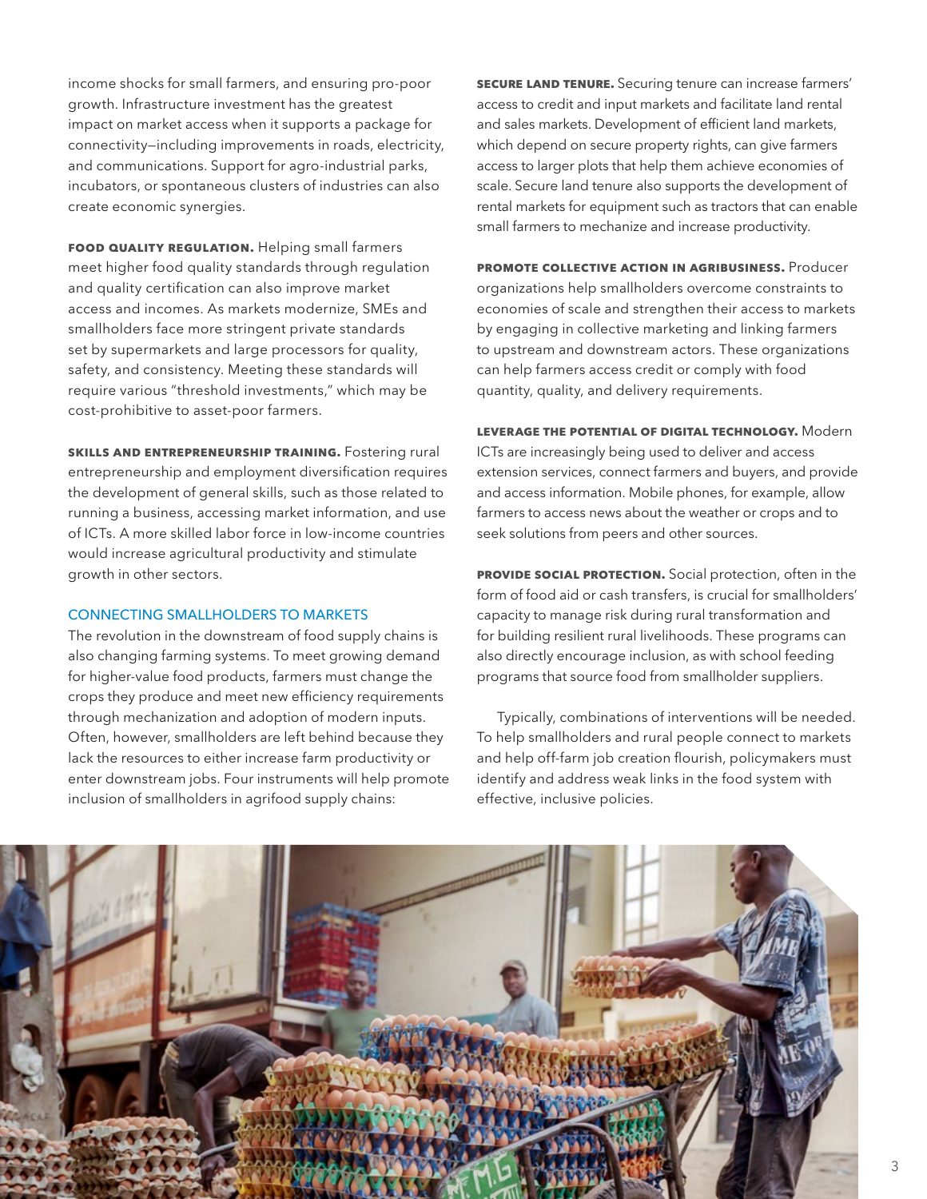income shocks for small farmers, and ensuring pro-poor growth. Infrastructure investment has the greatest impact on market access when it supports a package for connectivity—including improvements in roads, electricity, and communications. Support for agro-industrial parks, incubators, or spontaneous clusters of industries can also create economic synergies.

**FOOD QUALITY REGULATION.** Helping small farmers meet higher food quality standards through regulation and quality certification can also improve market access and incomes. As markets modernize, SMEs and smallholders face more stringent private standards set by supermarkets and large processors for quality, safety, and consistency. Meeting these standards will require various "threshold investments," which may be cost-prohibitive to asset-poor farmers.

**SKILLS AND ENTREPRENEURSHIP TRAINING.** Fostering rural entrepreneurship and employment diversification requires the development of general skills, such as those related to running a business, accessing market information, and use of ICTs. A more skilled labor force in low-income countries would increase agricultural productivity and stimulate growth in other sectors.

## CONNECTING SMALLHOLDERS TO MARKETS

The revolution in the downstream of food supply chains is also changing farming systems. To meet growing demand for higher-value food products, farmers must change the crops they produce and meet new efficiency requirements through mechanization and adoption of modern inputs. Often, however, smallholders are left behind because they lack the resources to either increase farm productivity or enter downstream jobs. Four instruments will help promote inclusion of smallholders in agrifood supply chains:

**SECURE LAND TENURE.** Securing tenure can increase farmers' access to credit and input markets and facilitate land rental and sales markets. Development of efficient land markets, which depend on secure property rights, can give farmers access to larger plots that help them achieve economies of scale. Secure land tenure also supports the development of rental markets for equipment such as tractors that can enable small farmers to mechanize and increase productivity.

**PROMOTE COLLECTIVE ACTION IN AGRIBUSINESS.** Producer organizations help smallholders overcome constraints to economies of scale and strengthen their access to markets by engaging in collective marketing and linking farmers to upstream and downstream actors. These organizations can help farmers access credit or comply with food quantity, quality, and delivery requirements.

**LEVERAGE THE POTENTIAL OF DIGITAL TECHNOLOGY.** Modern ICTs are increasingly being used to deliver and access extension services, connect farmers and buyers, and provide and access information. Mobile phones, for example, allow farmers to access news about the weather or crops and to seek solutions from peers and other sources.

**PROVIDE SOCIAL PROTECTION.** Social protection, often in the form of food aid or cash transfers, is crucial for smallholders' capacity to manage risk during rural transformation and for building resilient rural livelihoods. These programs can also directly encourage inclusion, as with school feeding programs that source food from smallholder suppliers.

Typically, combinations of interventions will be needed. To help smallholders and rural people connect to markets and help off-farm job creation flourish, policymakers must identify and address weak links in the food system with effective, inclusive policies.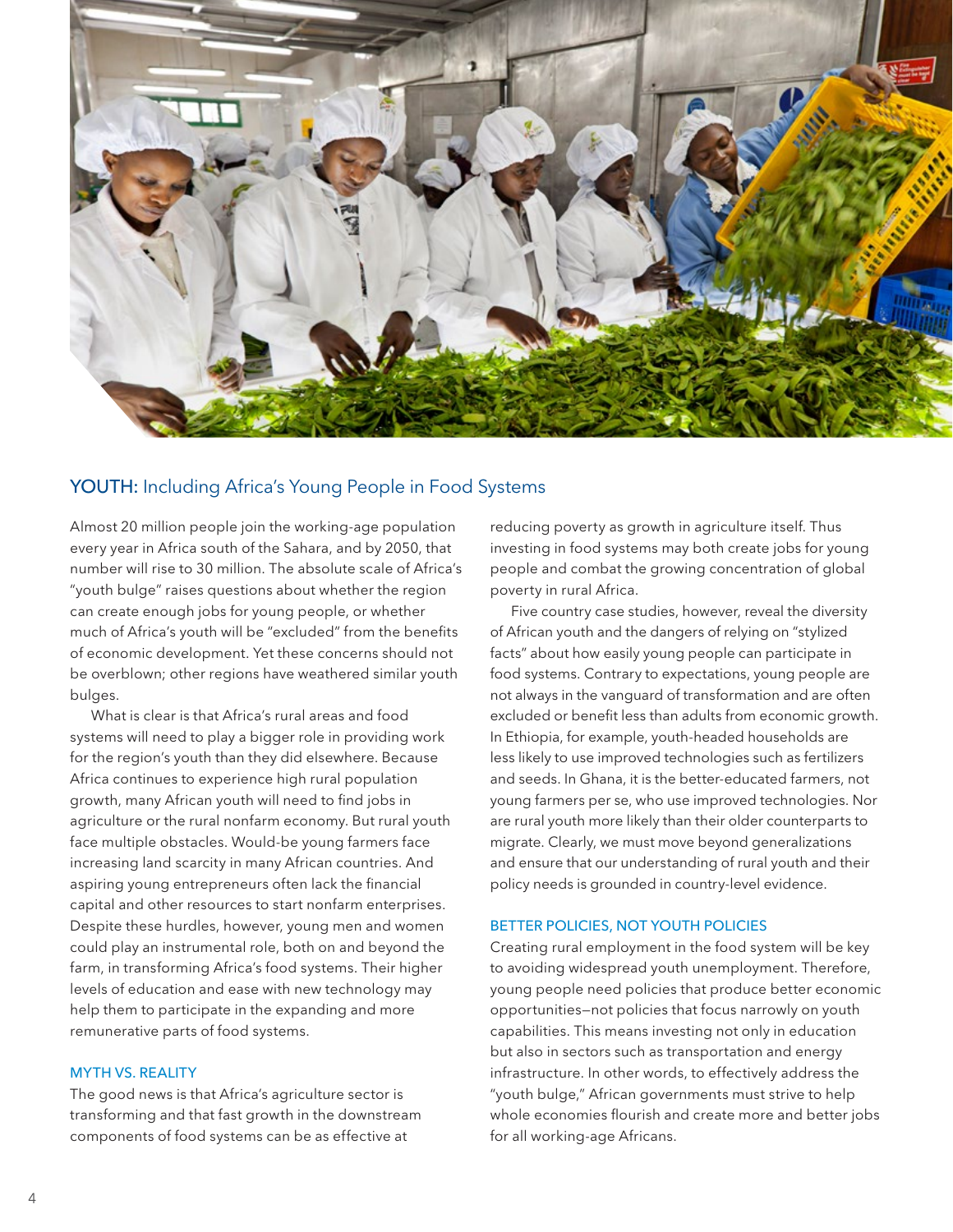## YOUTH: Including Africa's Young People in Food Systems

Almost 20 million people join the working-age population every year in Africa south of the Sahara, and by 2050, that number will rise to 30 million. The absolute scale of Africa's "youth bulge" raises questions about whether the region can create enough jobs for young people, or whether much of Africa's youth will be "excluded" from the benefits of economic development. Yet these concerns should not be overblown; other regions have weathered similar youth bulges.

What is clear is that Africa's rural areas and food systems will need to play a bigger role in providing work for the region's youth than they did elsewhere. Because Africa continues to experience high rural population growth, many African youth will need to find jobs in agriculture or the rural nonfarm economy. But rural youth face multiple obstacles. Would-be young farmers face increasing land scarcity in many African countries. And aspiring young entrepreneurs often lack the financial capital and other resources to start nonfarm enterprises. Despite these hurdles, however, young men and women could play an instrumental role, both on and beyond the farm, in transforming Africa's food systems. Their higher levels of education and ease with new technology may help them to participate in the expanding and more remunerative parts of food systems.

### MYTH VS. REALITY

The good news is that Africa's agriculture sector is transforming and that fast growth in the downstream components of food systems can be as effective at reducing poverty as growth in agriculture itself. Thus investing in food systems may both create jobs for young people and combat the growing concentration of global poverty in rural Africa.

Five country case studies, however, reveal the diversity of African youth and the dangers of relying on "stylized facts" about how easily young people can participate in food systems. Contrary to expectations, young people are not always in the vanguard of transformation and are often excluded or benefit less than adults from economic growth. In Ethiopia, for example, youth-headed households are less likely to use improved technologies such as fertilizers and seeds. In Ghana, it is the better-educated farmers, not young farmers per se, who use improved technologies. Nor are rural youth more likely than their older counterparts to migrate. Clearly, we must move beyond generalizations and ensure that our understanding of rural youth and their policy needs is grounded in country-level evidence.

### BETTER POLICIES, NOT YOUTH POLICIES

Creating rural employment in the food system will be key to avoiding widespread youth unemployment. Therefore, young people need policies that produce better economic opportunities—not policies that focus narrowly on youth capabilities. This means investing not only in education but also in sectors such as transportation and energy infrastructure. In other words, to effectively address the "youth bulge," African governments must strive to help whole economies flourish and create more and better jobs for all working-age Africans.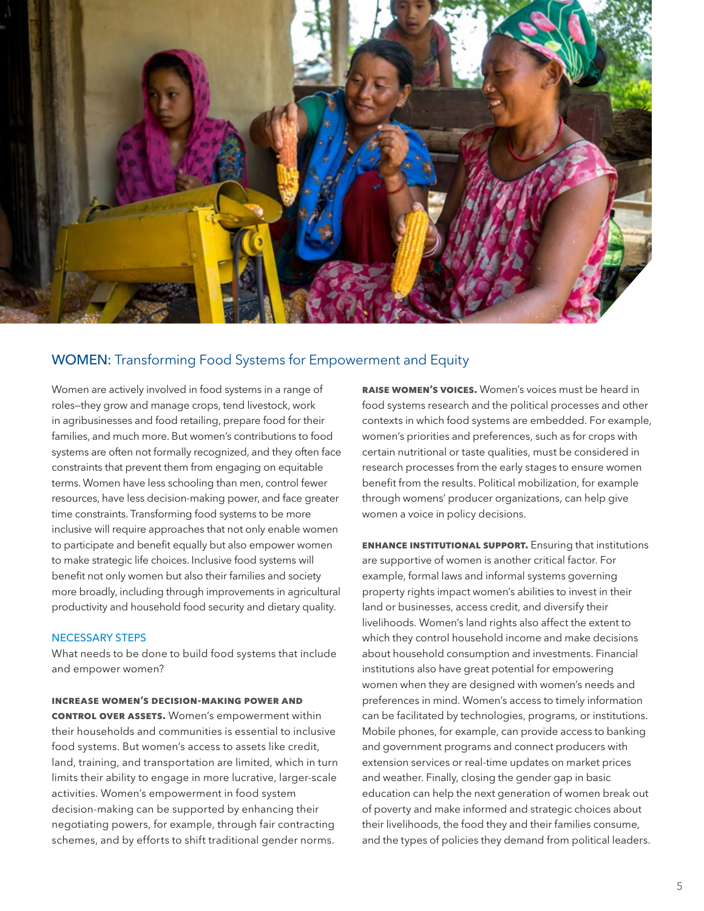## WOMEN: Transforming Food Systems for Empowerment and Equity

Women are actively involved in food systems in a range of roles—they grow and manage crops, tend livestock, work in agribusinesses and food retailing, prepare food for their families, and much more. But women's contributions to food systems are often not formally recognized, and they often face constraints that prevent them from engaging on equitable terms. Women have less schooling than men, control fewer resources, have less decision-making power, and face greater time constraints. Transforming food systems to be more inclusive will require approaches that not only enable women to participate and benefit equally but also empower women to make strategic life choices. Inclusive food systems will benefit not only women but also their families and society more broadly, including through improvements in agricultural productivity and household food security and dietary quality.

### NECESSARY STEPS

What needs to be done to build food systems that include and empower women?

**INCREASE WOMEN'S DECISION-MAKING POWER AND CONTROL OVER ASSETS.** Women's empowerment within their households and communities is essential to inclusive food systems. But women's access to assets like credit, land, training, and transportation are limited, which in turn limits their ability to engage in more lucrative, larger-scale activities. Women's empowerment in food system decision-making can be supported by enhancing their negotiating powers, for example, through fair contracting schemes, and by efforts to shift traditional gender norms.

**RAISE WOMEN'S VOICES.** Women's voices must be heard in food systems research and the political processes and other contexts in which food systems are embedded. For example, women's priorities and preferences, such as for crops with certain nutritional or taste qualities, must be considered in research processes from the early stages to ensure women benefit from the results. Political mobilization, for example through womens' producer organizations, can help give women a voice in policy decisions.

**ENHANCE INSTITUTIONAL SUPPORT.** Ensuring that institutions are supportive of women is another critical factor. For example, formal laws and informal systems governing property rights impact women's abilities to invest in their land or businesses, access credit, and diversify their livelihoods. Women's land rights also affect the extent to which they control household income and make decisions about household consumption and investments. Financial institutions also have great potential for empowering women when they are designed with women's needs and preferences in mind. Women's access to timely information can be facilitated by technologies, programs, or institutions. Mobile phones, for example, can provide access to banking and government programs and connect producers with extension services or real-time updates on market prices and weather. Finally, closing the gender gap in basic education can help the next generation of women break out of poverty and make informed and strategic choices about their livelihoods, the food they and their families consume, and the types of policies they demand from political leaders.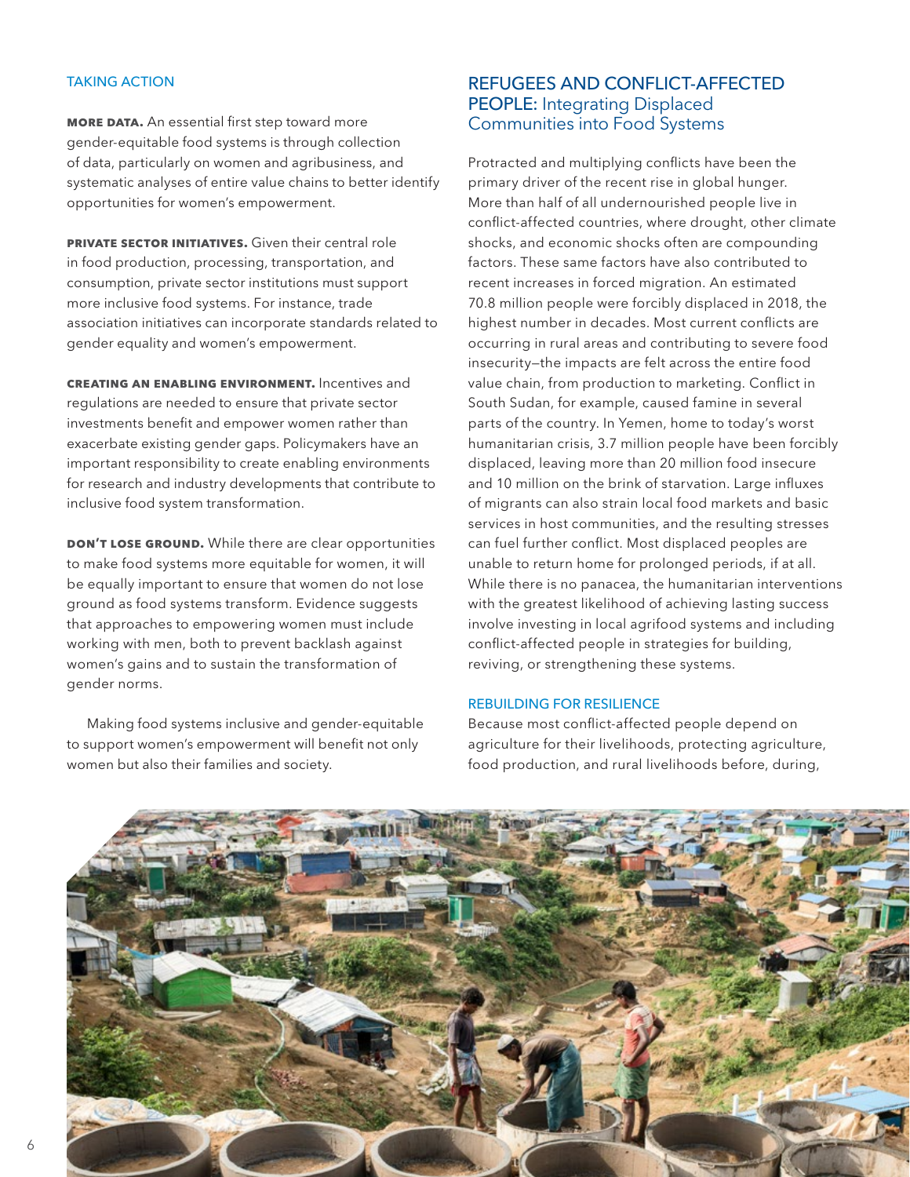### TAKING ACTION

**MORE DATA.** An essential first step toward more gender-equitable food systems is through collection of data, particularly on women and agribusiness, and systematic analyses of entire value chains to better identify opportunities for women's empowerment.

**PRIVATE SECTOR INITIATIVES.** Given their central role in food production, processing, transportation, and consumption, private sector institutions must support more inclusive food systems. For instance, trade association initiatives can incorporate standards related to gender equality and women's empowerment.

**CREATING AN ENABLING ENVIRONMENT.** Incentives and regulations are needed to ensure that private sector investments benefit and empower women rather than exacerbate existing gender gaps. Policymakers have an important responsibility to create enabling environments for research and industry developments that contribute to inclusive food system transformation.

**DON'T LOSE GROUND.** While there are clear opportunities to make food systems more equitable for women, it will be equally important to ensure that women do not lose ground as food systems transform. Evidence suggests that approaches to empowering women must include working with men, both to prevent backlash against women's gains and to sustain the transformation of gender norms.

Making food systems inclusive and gender-equitable to support women's empowerment will benefit not only women but also their families and society.

## REFUGEES AND CONFLICT-AFFECTED PEOPLE: Integrating Displaced Communities into Food Systems

Protracted and multiplying conflicts have been the primary driver of the recent rise in global hunger. More than half of all undernourished people live in conflict-affected countries, where drought, other climate shocks, and economic shocks often are compounding factors. These same factors have also contributed to recent increases in forced migration. An estimated 70.8 million people were forcibly displaced in 2018, the highest number in decades. Most current conflicts are occurring in rural areas and contributing to severe food insecurity—the impacts are felt across the entire food value chain, from production to marketing. Conflict in South Sudan, for example, caused famine in several parts of the country. In Yemen, home to today's worst humanitarian crisis, 3.7 million people have been forcibly displaced, leaving more than 20 million food insecure and 10 million on the brink of starvation. Large influxes of migrants can also strain local food markets and basic services in host communities, and the resulting stresses can fuel further conflict. Most displaced peoples are unable to return home for prolonged periods, if at all. While there is no panacea, the humanitarian interventions with the greatest likelihood of achieving lasting success involve investing in local agrifood systems and including conflict-affected people in strategies for building, reviving, or strengthening these systems.

### REBUILDING FOR RESILIENCE

Because most conflict-affected people depend on agriculture for their livelihoods, protecting agriculture, food production, and rural livelihoods before, during,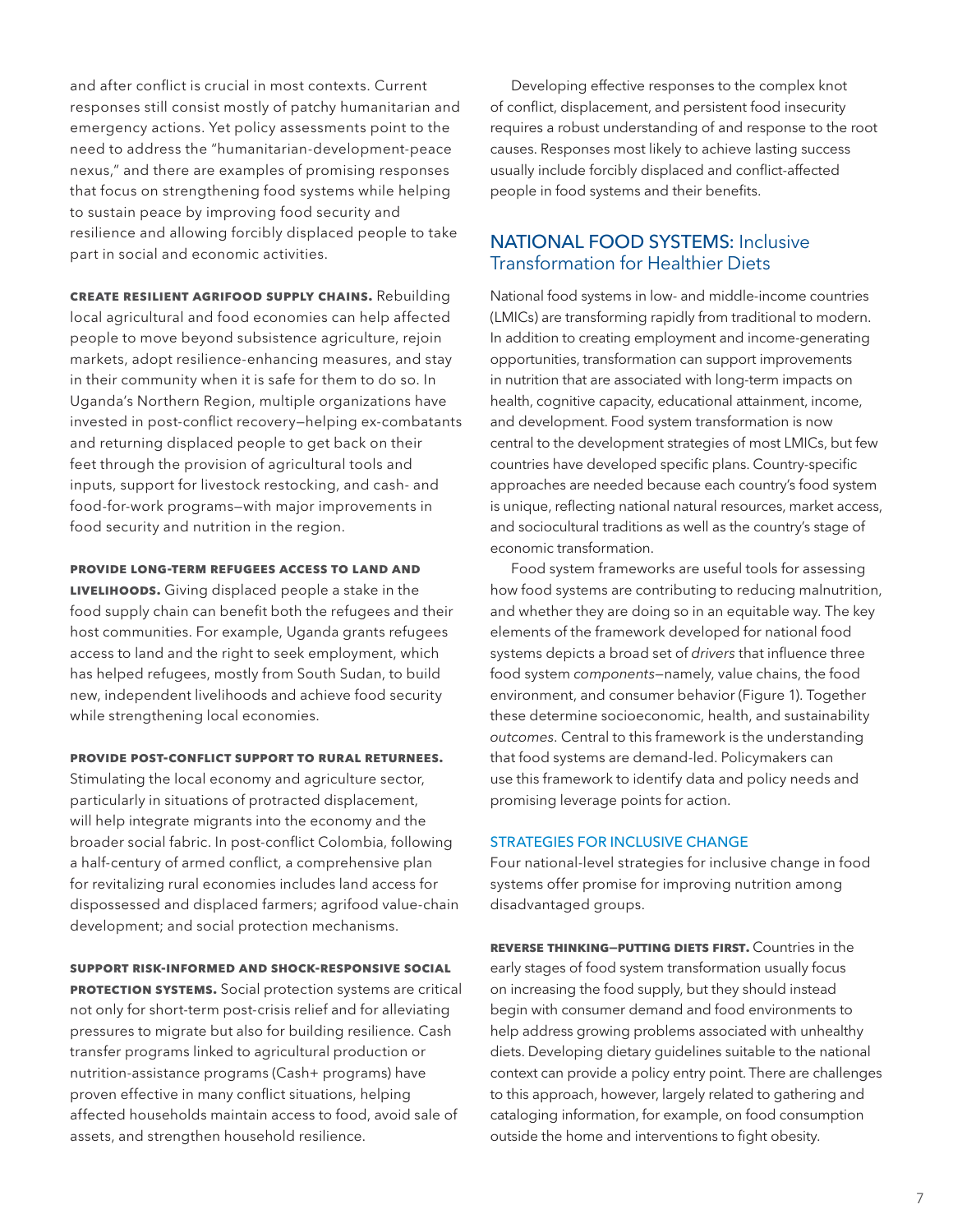and after conflict is crucial in most contexts. Current responses still consist mostly of patchy humanitarian and emergency actions. Yet policy assessments point to the need to address the "humanitarian-development-peace nexus," and there are examples of promising responses that focus on strengthening food systems while helping to sustain peace by improving food security and resilience and allowing forcibly displaced people to take part in social and economic activities.

**CREATE RESILIENT AGRIFOOD SUPPLY CHAINS.** Rebuilding local agricultural and food economies can help affected people to move beyond subsistence agriculture, rejoin markets, adopt resilience-enhancing measures, and stay in their community when it is safe for them to do so. In Uganda's Northern Region, multiple organizations have invested in post-conflict recovery—helping ex-combatants and returning displaced people to get back on their feet through the provision of agricultural tools and inputs, support for livestock restocking, and cash- and food-for-work programs—with major improvements in food security and nutrition in the region.

**PROVIDE LONG-TERM REFUGEES ACCESS TO LAND AND LIVELIHOODS.** Giving displaced people a stake in the food supply chain can benefit both the refugees and their host communities. For example, Uganda grants refugees access to land and the right to seek employment, which has helped refugees, mostly from South Sudan, to build new, independent livelihoods and achieve food security while strengthening local economies.

**PROVIDE POST-CONFLICT SUPPORT TO RURAL RETURNEES.** Stimulating the local economy and agriculture sector, particularly in situations of protracted displacement, will help integrate migrants into the economy and the broader social fabric. In post-conflict Colombia, following a half-century of armed conflict, a comprehensive plan for revitalizing rural economies includes land access for dispossessed and displaced farmers; agrifood value-chain development; and social protection mechanisms.

**SUPPORT RISK-INFORMED AND SHOCK-RESPONSIVE SOCIAL PROTECTION SYSTEMS.** Social protection systems are critical not only for short-term post-crisis relief and for alleviating pressures to migrate but also for building resilience. Cash transfer programs linked to agricultural production or nutrition-assistance programs (Cash+ programs) have proven effective in many conflict situations, helping affected households maintain access to food, avoid sale of assets, and strengthen household resilience.

Developing effective responses to the complex knot of conflict, displacement, and persistent food insecurity requires a robust understanding of and response to the root causes. Responses most likely to achieve lasting success usually include forcibly displaced and conflict-affected people in food systems and their benefits.

## NATIONAL FOOD SYSTEMS: Inclusive Transformation for Healthier Diets

National food systems in low- and middle-income countries (LMICs) are transforming rapidly from traditional to modern. In addition to creating employment and income-generating opportunities, transformation can support improvements in nutrition that are associated with long-term impacts on health, cognitive capacity, educational attainment, income, and development. Food system transformation is now central to the development strategies of most LMICs, but few countries have developed specific plans. Country-specific approaches are needed because each country's food system is unique, reflecting national natural resources, market access, and sociocultural traditions as well as the country's stage of economic transformation.

Food system frameworks are useful tools for assessing how food systems are contributing to reducing malnutrition, and whether they are doing so in an equitable way. The key elements of the framework developed for national food systems depicts a broad set of *drivers* that influence three food system *components*—namely, value chains, the food environment, and consumer behavior (Figure 1). Together these determine socioeconomic, health, and sustainability *outcomes*. Central to this framework is the understanding that food systems are demand-led. Policymakers can use this framework to identify data and policy needs and promising leverage points for action.

### STRATEGIES FOR INCLUSIVE CHANGE

Four national-level strategies for inclusive change in food systems offer promise for improving nutrition among disadvantaged groups.

**REVERSE THINKING—PUTTING DIETS FIRST.** Countries in the early stages of food system transformation usually focus on increasing the food supply, but they should instead begin with consumer demand and food environments to help address growing problems associated with unhealthy diets. Developing dietary guidelines suitable to the national context can provide a policy entry point. There are challenges to this approach, however, largely related to gathering and cataloging information, for example, on food consumption outside the home and interventions to fight obesity.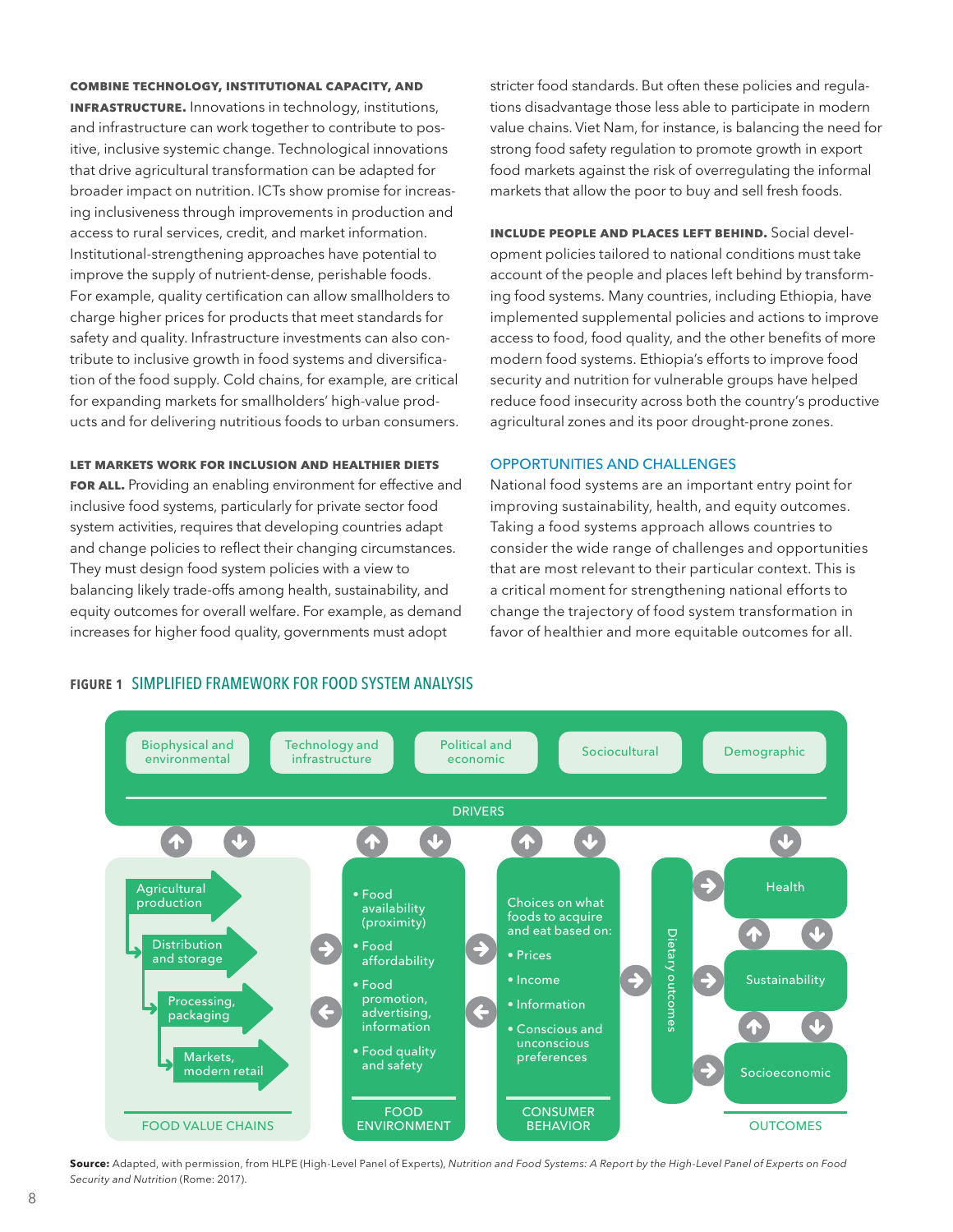**COMBINE TECHNOLOGY, INSTITUTIONAL CAPACITY, AND INFRASTRUCTURE.** Innovations in technology, institutions, and infrastructure can work together to contribute to positive, inclusive systemic change. Technological innovations that drive agricultural transformation can be adapted for broader impact on nutrition. ICTs show promise for increasing inclusiveness through improvements in production and access to rural services, credit, and market information. Institutional-strengthening approaches have potential to improve the supply of nutrient-dense, perishable foods. For example, quality certification can allow smallholders to charge higher prices for products that meet standards for safety and quality. Infrastructure investments can also contribute to inclusive growth in food systems and diversification of the food supply. Cold chains, for example, are critical for expanding markets for smallholders' high-value products and for delivering nutritious foods to urban consumers.

**LET MARKETS WORK FOR INCLUSION AND HEALTHIER DIETS FOR ALL.** Providing an enabling environment for effective and inclusive food systems, particularly for private sector food system activities, requires that developing countries adapt and change policies to reflect their changing circumstances. They must design food system policies with a view to balancing likely trade-offs among health, sustainability, and equity outcomes for overall welfare. For example, as demand increases for higher food quality, governments must adopt stricter food standards. But often these policies and regulations disadvantage those less able to participate in modern value chains. Viet Nam, for instance, is balancing the need for strong food safety regulation to promote growth in export food markets against the risk of overregulating the informal markets that allow the poor to buy and sell fresh foods.

**INCLUDE PEOPLE AND PLACES LEFT BEHIND.** Social development policies tailored to national conditions must take account of the people and places left behind by transforming food systems. Many countries, including Ethiopia, have implemented supplemental policies and actions to improve access to food, food quality, and the other benefits of more modern food systems. Ethiopia's efforts to improve food security and nutrition for vulnerable groups have helped reduce food insecurity across both the country's productive agricultural zones and its poor drought-prone zones.

## OPPORTUNITIES AND CHALLENGES

National food systems are an important entry point for improving sustainability, health, and equity outcomes. Taking a food systems approach allows countries to consider the wide range of challenges and opportunities that are most relevant to their particular context. This is a critical moment for strengthening national efforts to change the trajectory of food system transformation in favor of healthier and more equitable outcomes for all.

**FIGURE 1** SIMPLIFIED FRAMEWORK FOR FOOD SYSTEM ANALYSIS

DRIVERS: Biophysical and environmental | Technology and infrastructure | Political and economic | Sociocultural | Demographic

FOOD VALUE CHAINS: Agricultural production → Distribution and storage → Processing, packaging → Markets, modern retail

FOOD ENVIRONMENT:
- Food availability (proximity)
- Food affordability
- Food promotion, advertising, information
- Food quality and safety

CONSUMER BEHAVIOR: Choices on what foods to acquire and eat based on:
- Prices
- Income
- Information
- Conscious and unconscious preferences

Dietary outcomes

OUTCOMES: Health | Sustainability | Socioeconomic

**Source:** Adapted, with permission, from HLPE (High-Level Panel of Experts), *Nutrition and Food Systems: A Report by the High-Level Panel of Experts on Food Security and Nutrition* (Rome: 2017).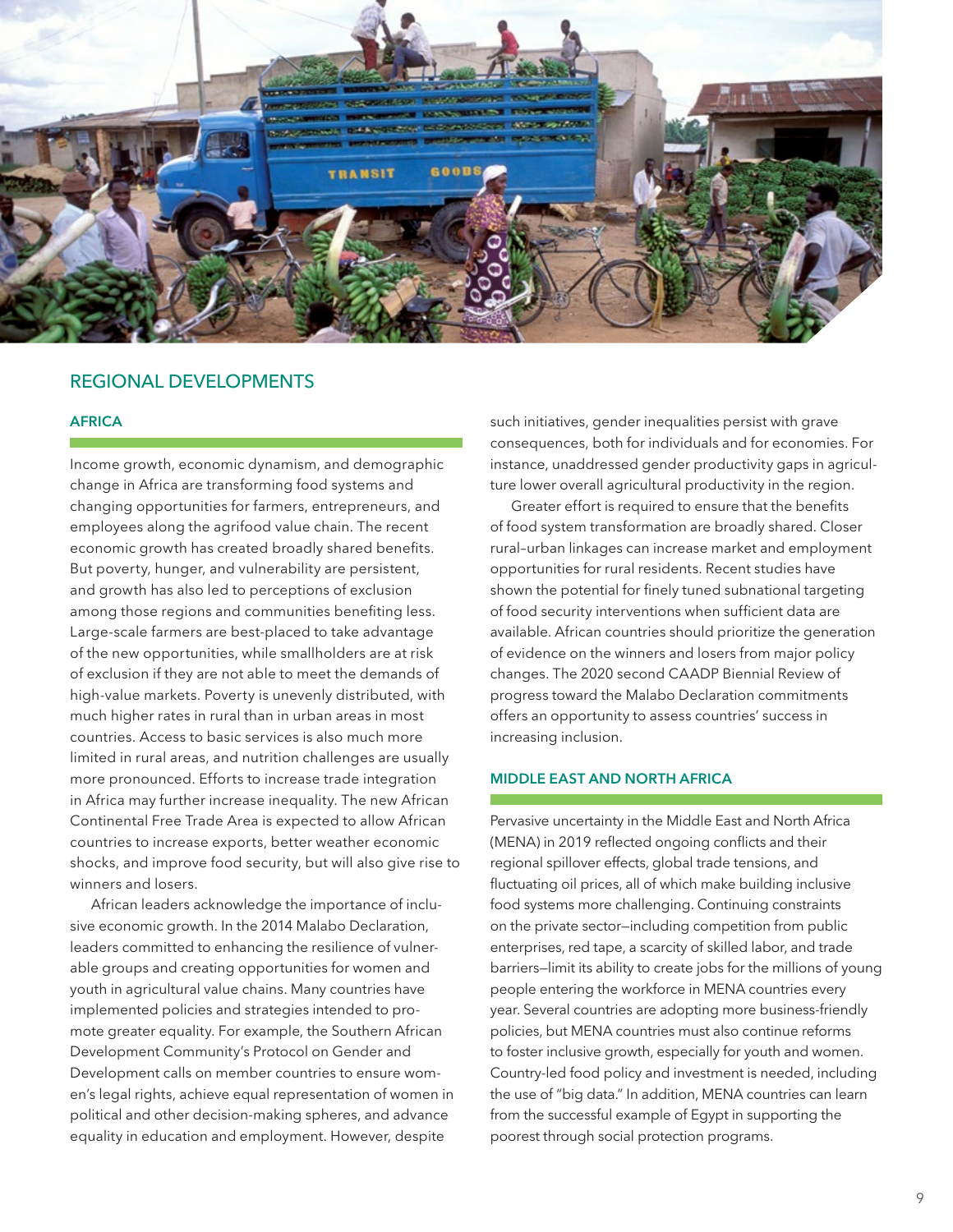## REGIONAL DEVELOPMENTS

### AFRICA

Income growth, economic dynamism, and demographic change in Africa are transforming food systems and changing opportunities for farmers, entrepreneurs, and employees along the agrifood value chain. The recent economic growth has created broadly shared benefits. But poverty, hunger, and vulnerability are persistent, and growth has also led to perceptions of exclusion among those regions and communities benefiting less. Large-scale farmers are best-placed to take advantage of the new opportunities, while smallholders are at risk of exclusion if they are not able to meet the demands of high-value markets. Poverty is unevenly distributed, with much higher rates in rural than in urban areas in most countries. Access to basic services is also much more limited in rural areas, and nutrition challenges are usually more pronounced. Efforts to increase trade integration in Africa may further increase inequality. The new African Continental Free Trade Area is expected to allow African countries to increase exports, better weather economic shocks, and improve food security, but will also give rise to winners and losers.

African leaders acknowledge the importance of inclusive economic growth. In the 2014 Malabo Declaration, leaders committed to enhancing the resilience of vulnerable groups and creating opportunities for women and youth in agricultural value chains. Many countries have implemented policies and strategies intended to promote greater equality. For example, the Southern African Development Community's Protocol on Gender and Development calls on member countries to ensure women's legal rights, achieve equal representation of women in political and other decision-making spheres, and advance equality in education and employment. However, despite such initiatives, gender inequalities persist with grave consequences, both for individuals and for economies. For instance, unaddressed gender productivity gaps in agriculture lower overall agricultural productivity in the region.

Greater effort is required to ensure that the benefits of food system transformation are broadly shared. Closer rural–urban linkages can increase market and employment opportunities for rural residents. Recent studies have shown the potential for finely tuned subnational targeting of food security interventions when sufficient data are available. African countries should prioritize the generation of evidence on the winners and losers from major policy changes. The 2020 second CAADP Biennial Review of progress toward the Malabo Declaration commitments offers an opportunity to assess countries' success in increasing inclusion.

### MIDDLE EAST AND NORTH AFRICA

Pervasive uncertainty in the Middle East and North Africa (MENA) in 2019 reflected ongoing conflicts and their regional spillover effects, global trade tensions, and fluctuating oil prices, all of which make building inclusive food systems more challenging. Continuing constraints on the private sector—including competition from public enterprises, red tape, a scarcity of skilled labor, and trade barriers—limit its ability to create jobs for the millions of young people entering the workforce in MENA countries every year. Several countries are adopting more business-friendly policies, but MENA countries must also continue reforms to foster inclusive growth, especially for youth and women. Country-led food policy and investment is needed, including the use of "big data." In addition, MENA countries can learn from the successful example of Egypt in supporting the poorest through social protection programs.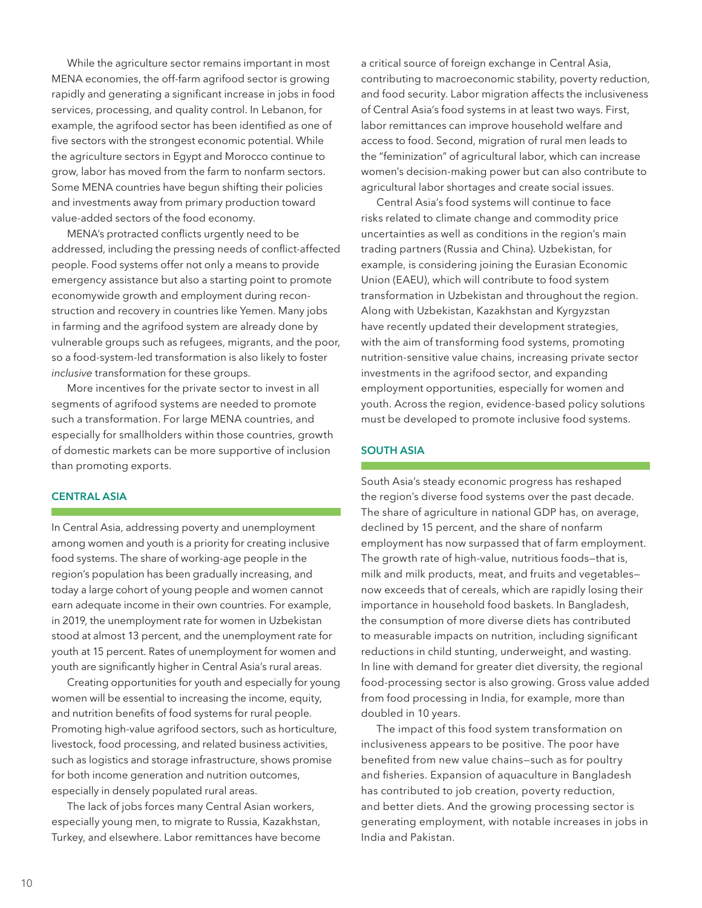While the agriculture sector remains important in most MENA economies, the off-farm agrifood sector is growing rapidly and generating a significant increase in jobs in food services, processing, and quality control. In Lebanon, for example, the agrifood sector has been identified as one of five sectors with the strongest economic potential. While the agriculture sectors in Egypt and Morocco continue to grow, labor has moved from the farm to nonfarm sectors. Some MENA countries have begun shifting their policies and investments away from primary production toward value-added sectors of the food economy.

MENA's protracted conflicts urgently need to be addressed, including the pressing needs of conflict-affected people. Food systems offer not only a means to provide emergency assistance but also a starting point to promote economywide growth and employment during reconstruction and recovery in countries like Yemen. Many jobs in farming and the agrifood system are already done by vulnerable groups such as refugees, migrants, and the poor, so a food-system-led transformation is also likely to foster *inclusive* transformation for these groups.

More incentives for the private sector to invest in all segments of agrifood systems are needed to promote such a transformation. For large MENA countries, and especially for smallholders within those countries, growth of domestic markets can be more supportive of inclusion than promoting exports.

## CENTRAL ASIA

In Central Asia, addressing poverty and unemployment among women and youth is a priority for creating inclusive food systems. The share of working-age people in the region's population has been gradually increasing, and today a large cohort of young people and women cannot earn adequate income in their own countries. For example, in 2019, the unemployment rate for women in Uzbekistan stood at almost 13 percent, and the unemployment rate for youth at 15 percent. Rates of unemployment for women and youth are significantly higher in Central Asia's rural areas.

Creating opportunities for youth and especially for young women will be essential to increasing the income, equity, and nutrition benefits of food systems for rural people. Promoting high-value agrifood sectors, such as horticulture, livestock, food processing, and related business activities, such as logistics and storage infrastructure, shows promise for both income generation and nutrition outcomes, especially in densely populated rural areas.

The lack of jobs forces many Central Asian workers, especially young men, to migrate to Russia, Kazakhstan, Turkey, and elsewhere. Labor remittances have become a critical source of foreign exchange in Central Asia, contributing to macroeconomic stability, poverty reduction, and food security. Labor migration affects the inclusiveness of Central Asia's food systems in at least two ways. First, labor remittances can improve household welfare and access to food. Second, migration of rural men leads to the "feminization" of agricultural labor, which can increase women's decision-making power but can also contribute to agricultural labor shortages and create social issues.

Central Asia's food systems will continue to face risks related to climate change and commodity price uncertainties as well as conditions in the region's main trading partners (Russia and China). Uzbekistan, for example, is considering joining the Eurasian Economic Union (EAEU), which will contribute to food system transformation in Uzbekistan and throughout the region. Along with Uzbekistan, Kazakhstan and Kyrgyzstan have recently updated their development strategies, with the aim of transforming food systems, promoting nutrition-sensitive value chains, increasing private sector investments in the agrifood sector, and expanding employment opportunities, especially for women and youth. Across the region, evidence-based policy solutions must be developed to promote inclusive food systems.

## SOUTH ASIA

South Asia's steady economic progress has reshaped the region's diverse food systems over the past decade. The share of agriculture in national GDP has, on average, declined by 15 percent, and the share of nonfarm employment has now surpassed that of farm employment. The growth rate of high-value, nutritious foods—that is, milk and milk products, meat, and fruits and vegetables—now exceeds that of cereals, which are rapidly losing their importance in household food baskets. In Bangladesh, the consumption of more diverse diets has contributed to measurable impacts on nutrition, including significant reductions in child stunting, underweight, and wasting. In line with demand for greater diet diversity, the regional food-processing sector is also growing. Gross value added from food processing in India, for example, more than doubled in 10 years.

The impact of this food system transformation on inclusiveness appears to be positive. The poor have benefited from new value chains—such as for poultry and fisheries. Expansion of aquaculture in Bangladesh has contributed to job creation, poverty reduction, and better diets. And the growing processing sector is generating employment, with notable increases in jobs in India and Pakistan.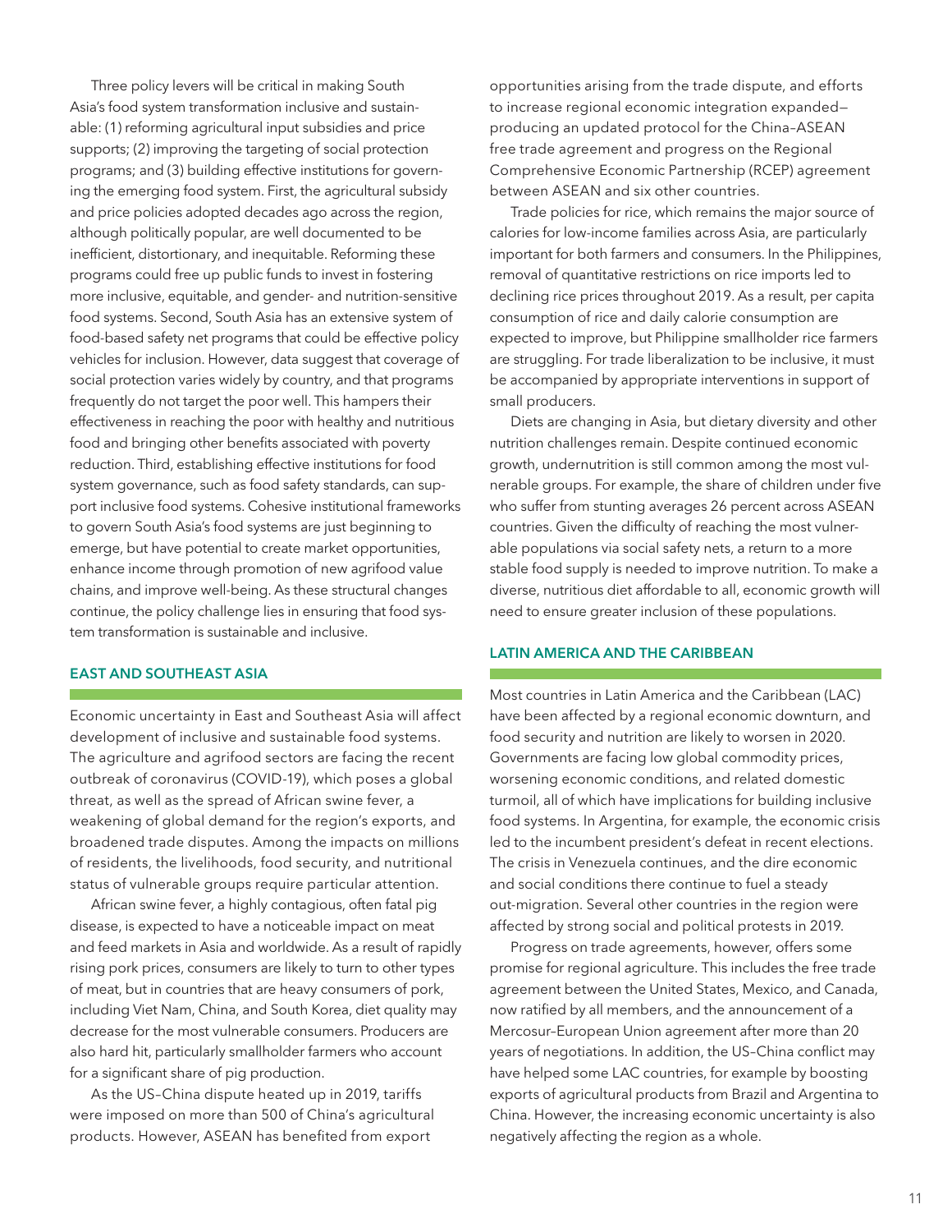Three policy levers will be critical in making South Asia's food system transformation inclusive and sustainable: (1) reforming agricultural input subsidies and price supports; (2) improving the targeting of social protection programs; and (3) building effective institutions for governing the emerging food system. First, the agricultural subsidy and price policies adopted decades ago across the region, although politically popular, are well documented to be inefficient, distortionary, and inequitable. Reforming these programs could free up public funds to invest in fostering more inclusive, equitable, and gender- and nutrition-sensitive food systems. Second, South Asia has an extensive system of food-based safety net programs that could be effective policy vehicles for inclusion. However, data suggest that coverage of social protection varies widely by country, and that programs frequently do not target the poor well. This hampers their effectiveness in reaching the poor with healthy and nutritious food and bringing other benefits associated with poverty reduction. Third, establishing effective institutions for food system governance, such as food safety standards, can support inclusive food systems. Cohesive institutional frameworks to govern South Asia's food systems are just beginning to emerge, but have potential to create market opportunities, enhance income through promotion of new agrifood value chains, and improve well-being. As these structural changes continue, the policy challenge lies in ensuring that food system transformation is sustainable and inclusive.

## EAST AND SOUTHEAST ASIA

Economic uncertainty in East and Southeast Asia will affect development of inclusive and sustainable food systems. The agriculture and agrifood sectors are facing the recent outbreak of coronavirus (COVID-19), which poses a global threat, as well as the spread of African swine fever, a weakening of global demand for the region's exports, and broadened trade disputes. Among the impacts on millions of residents, the livelihoods, food security, and nutritional status of vulnerable groups require particular attention.

African swine fever, a highly contagious, often fatal pig disease, is expected to have a noticeable impact on meat and feed markets in Asia and worldwide. As a result of rapidly rising pork prices, consumers are likely to turn to other types of meat, but in countries that are heavy consumers of pork, including Viet Nam, China, and South Korea, diet quality may decrease for the most vulnerable consumers. Producers are also hard hit, particularly smallholder farmers who account for a significant share of pig production.

As the US–China dispute heated up in 2019, tariffs were imposed on more than 500 of China's agricultural products. However, ASEAN has benefited from export opportunities arising from the trade dispute, and efforts to increase regional economic integration expanded—producing an updated protocol for the China–ASEAN free trade agreement and progress on the Regional Comprehensive Economic Partnership (RCEP) agreement between ASEAN and six other countries.

Trade policies for rice, which remains the major source of calories for low-income families across Asia, are particularly important for both farmers and consumers. In the Philippines, removal of quantitative restrictions on rice imports led to declining rice prices throughout 2019. As a result, per capita consumption of rice and daily calorie consumption are expected to improve, but Philippine smallholder rice farmers are struggling. For trade liberalization to be inclusive, it must be accompanied by appropriate interventions in support of small producers.

Diets are changing in Asia, but dietary diversity and other nutrition challenges remain. Despite continued economic growth, undernutrition is still common among the most vulnerable groups. For example, the share of children under five who suffer from stunting averages 26 percent across ASEAN countries. Given the difficulty of reaching the most vulnerable populations via social safety nets, a return to a more stable food supply is needed to improve nutrition. To make a diverse, nutritious diet affordable to all, economic growth will need to ensure greater inclusion of these populations.

## LATIN AMERICA AND THE CARIBBEAN

Most countries in Latin America and the Caribbean (LAC) have been affected by a regional economic downturn, and food security and nutrition are likely to worsen in 2020. Governments are facing low global commodity prices, worsening economic conditions, and related domestic turmoil, all of which have implications for building inclusive food systems. In Argentina, for example, the economic crisis led to the incumbent president's defeat in recent elections. The crisis in Venezuela continues, and the dire economic and social conditions there continue to fuel a steady out-migration. Several other countries in the region were affected by strong social and political protests in 2019.

Progress on trade agreements, however, offers some promise for regional agriculture. This includes the free trade agreement between the United States, Mexico, and Canada, now ratified by all members, and the announcement of a Mercosur–European Union agreement after more than 20 years of negotiations. In addition, the US–China conflict may have helped some LAC countries, for example by boosting exports of agricultural products from Brazil and Argentina to China. However, the increasing economic uncertainty is also negatively affecting the region as a whole.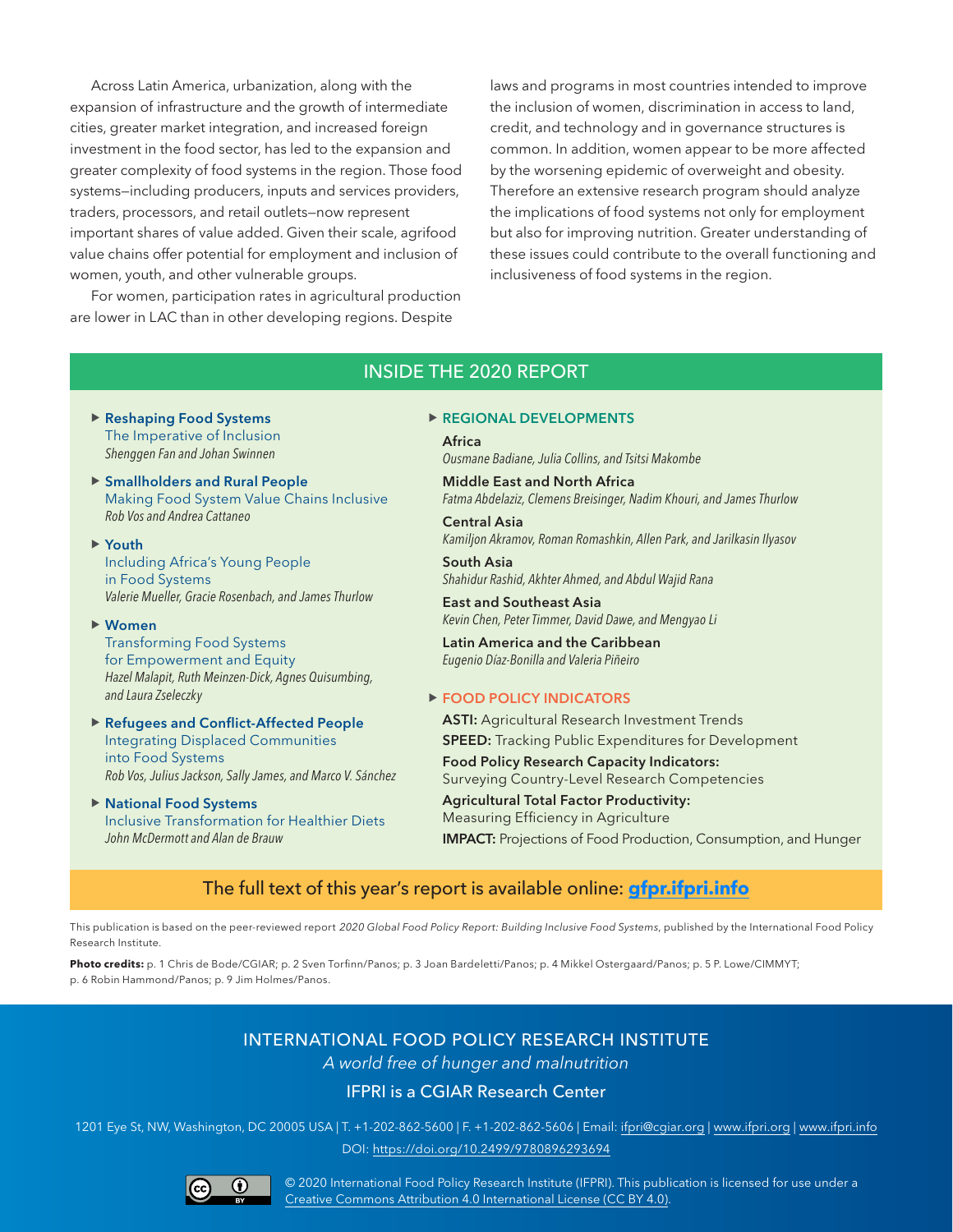Across Latin America, urbanization, along with the expansion of infrastructure and the growth of intermediate cities, greater market integration, and increased foreign investment in the food sector, has led to the expansion and greater complexity of food systems in the region. Those food systems—including producers, inputs and services providers, traders, processors, and retail outlets—now represent important shares of value added. Given their scale, agrifood value chains offer potential for employment and inclusion of women, youth, and other vulnerable groups.

For women, participation rates in agricultural production are lower in LAC than in other developing regions. Despite laws and programs in most countries intended to improve the inclusion of women, discrimination in access to land, credit, and technology and in governance structures is common. In addition, women appear to be more affected by the worsening epidemic of overweight and obesity. Therefore an extensive research program should analyze the implications of food systems not only for employment but also for improving nutrition. Greater understanding of these issues could contribute to the overall functioning and inclusiveness of food systems in the region.

## INSIDE THE 2020 REPORT

- **Reshaping Food Systems**
  The Imperative of Inclusion
  *Shenggen Fan and Johan Swinnen*
- **Smallholders and Rural People**
  Making Food System Value Chains Inclusive
  *Rob Vos and Andrea Cattaneo*
- **Youth**
  Including Africa's Young People in Food Systems
  *Valerie Mueller, Gracie Rosenbach, and James Thurlow*
- **Women**
  Transforming Food Systems for Empowerment and Equity
  *Hazel Malapit, Ruth Meinzen-Dick, Agnes Quisumbing, and Laura Zseleczky*
- **Refugees and Conflict-Affected People**
  Integrating Displaced Communities into Food Systems
  *Rob Vos, Julius Jackson, Sally James, and Marco V. Sánchez*
- **National Food Systems**
  Inclusive Transformation for Healthier Diets
  *John McDermott and Alan de Brauw*

**REGIONAL DEVELOPMENTS**

**Africa**
*Ousmane Badiane, Julia Collins, and Tsitsi Makombe*

**Middle East and North Africa**
*Fatma Abdelaziz, Clemens Breisinger, Nadim Khouri, and James Thurlow*

**Central Asia**
*Kamiljon Akramov, Roman Romashkin, Allen Park, and Jarilkasin Ilyasov*

**South Asia**
*Shahidur Rashid, Akhter Ahmed, and Abdul Wajid Rana*

**East and Southeast Asia**
*Kevin Chen, Peter Timmer, David Dawe, and Mengyao Li*

**Latin America and the Caribbean**
*Eugenio Díaz-Bonilla and Valeria Piñeiro*

**FOOD POLICY INDICATORS**

**ASTI:** Agricultural Research Investment Trends

**SPEED:** Tracking Public Expenditures for Development

**Food Policy Research Capacity Indicators:** Surveying Country-Level Research Competencies

**Agricultural Total Factor Productivity:** Measuring Efficiency in Agriculture

**IMPACT:** Projections of Food Production, Consumption, and Hunger

The full text of this year's report is available online: **gfpr.ifpri.info**

This publication is based on the peer-reviewed report *2020 Global Food Policy Report: Building Inclusive Food Systems*, published by the International Food Policy Research Institute.

**Photo credits:** p. 1 Chris de Bode/CGIAR; p. 2 Sven Torfinn/Panos; p. 3 Joan Bardeletti/Panos; p. 4 Mikkel Ostergaard/Panos; p. 5 P. Lowe/CIMMYT; p. 6 Robin Hammond/Panos; p. 9 Jim Holmes/Panos.

INTERNATIONAL FOOD POLICY RESEARCH INSTITUTE
*A world free of hunger and malnutrition*
IFPRI is a CGIAR Research Center

1201 Eye St, NW, Washington, DC 20005 USA | T. +1-202-862-5600 | F. +1-202-862-5606 | Email: ifpri@cgiar.org | www.ifpri.org | www.ifpri.info
DOI: https://doi.org/10.2499/9780896293694

© 2020 International Food Policy Research Institute (IFPRI). This publication is licensed for use under a Creative Commons Attribution 4.0 International License (CC BY 4.0).